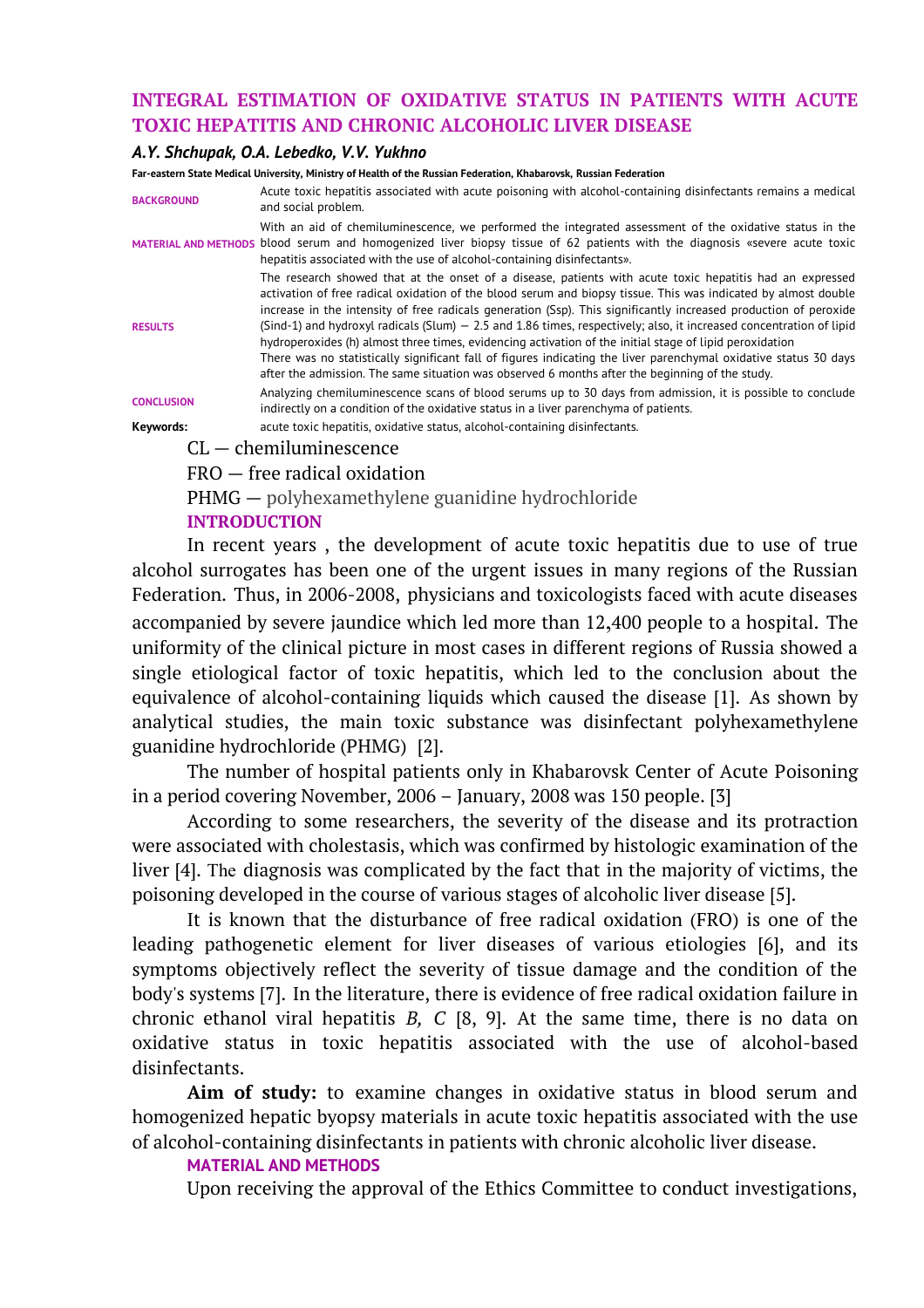# INTEGRAL ESTIMATION OF OXIDATIVE STATUS IN PATIENTS WITH ACUTE TOXIC HEPATITIS AND CHRONIC ALCOHOLIC LIVER DISEASE

***A.Y. Shchupak, O.A. Lebedko, V.V. Yukhno***

**Far-eastern State Medical University, Ministry of Health of the Russian Federation, Khabarovsk, Russian Federation**

**BACKGROUND** Acute toxic hepatitis associated with acute poisoning with alcohol-containing disinfectants remains a medical and social problem.

**MATERIAL AND METHODS** With an aid of chemiluminescence, we performed the integrated assessment of the oxidative status in the blood serum and homogenized liver biopsy tissue of 62 patients with the diagnosis «severe acute toxic hepatitis associated with the use of alcohol-containing disinfectants».

**RESULTS** The research showed that at the onset of a disease, patients with acute toxic hepatitis had an expressed activation of free radical oxidation of the blood serum and biopsy tissue. This was indicated by almost double increase in the intensity of free radicals generation (Ssp). This significantly increased production of peroxide (Sind-1) and hydroxyl radicals (Slum) — 2.5 and 1.86 times, respectively; also, it increased concentration of lipid hydroperoxides (h) almost three times, evidencing activation of the initial stage of lipid peroxidation
There was no statistically significant fall of figures indicating the liver parenchymal oxidative status 30 days after the admission. The same situation was observed 6 months after the beginning of the study.

**CONCLUSION** Analyzing chemiluminescence scans of blood serums up to 30 days from admission, it is possible to conclude indirectly on a condition of the oxidative status in a liver parenchyma of patients.

**Keywords:** acute toxic hepatitis, oxidative status, alcohol-containing disinfectants.

CL — chemiluminescence

FRO — free radical oxidation

PHMG — polyhexamethylene guanidine hydrochloride

## INTRODUCTION

In recent years , the development of acute toxic hepatitis due to use of true alcohol surrogates has been one of the urgent issues in many regions of the Russian Federation. Thus, in 2006-2008, physicians and toxicologists faced with acute diseases accompanied by severe jaundice which led more than 12,400 people to a hospital. The uniformity of the clinical picture in most cases in different regions of Russia showed a single etiological factor of toxic hepatitis, which led to the conclusion about the equivalence of alcohol-containing liquids which caused the disease [1]. As shown by analytical studies, the main toxic substance was disinfectant polyhexamethylene guanidine hydrochloride (PHMG) [2].

The number of hospital patients only in Khabarovsk Center of Acute Poisoning in a period covering November, 2006 – January, 2008 was 150 people. [3]

According to some researchers, the severity of the disease and its protraction were associated with cholestasis, which was confirmed by histologic examination of the liver [4]. The diagnosis was complicated by the fact that in the majority of victims, the poisoning developed in the course of various stages of alcoholic liver disease [5].

It is known that the disturbance of free radical oxidation (FRO) is one of the leading pathogenetic element for liver diseases of various etiologies [6], and its symptoms objectively reflect the severity of tissue damage and the condition of the body's systems [7]. In the literature, there is evidence of free radical oxidation failure in chronic ethanol viral hepatitis *B, C* [8, 9]. At the same time, there is no data on oxidative status in toxic hepatitis associated with the use of alcohol-based disinfectants.

**Aim of study:** to examine changes in oxidative status in blood serum and homogenized hepatic byopsy materials in acute toxic hepatitis associated with the use of alcohol-containing disinfectants in patients with chronic alcoholic liver disease.

## MATERIAL AND METHODS

Upon receiving the approval of the Ethics Committee to conduct investigations,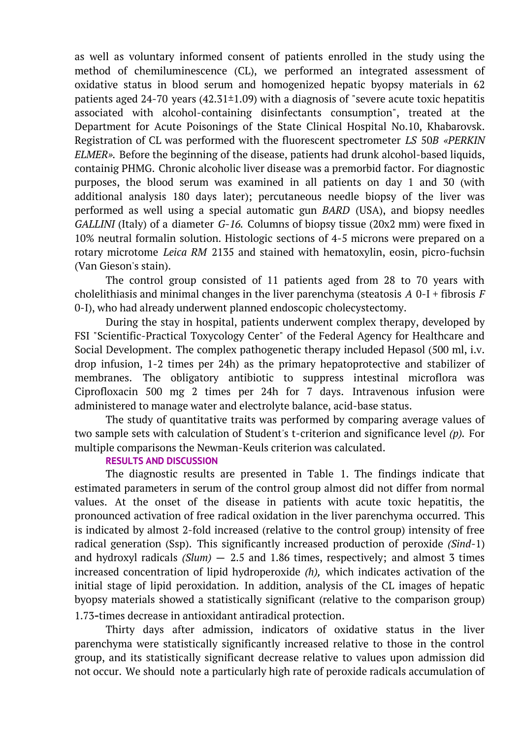as well as voluntary informed consent of patients enrolled in the study using the method of chemiluminescence (CL), we performed an integrated assessment of oxidative status in blood serum and homogenized hepatic byopsy materials in 62 patients aged 24-70 years (42.31±1.09) with a diagnosis of "severe acute toxic hepatitis associated with alcohol-containing disinfectants consumption", treated at the Department for Acute Poisonings of the State Clinical Hospital No.10, Khabarovsk. Registration of CL was performed with the fluorescent spectrometer *LS* 50*B «PERKIN ELMER»*. Before the beginning of the disease, patients had drunk alcohol-based liquids, containig PHMG. Chronic alcoholic liver disease was a premorbid factor. For diagnostic purposes, the blood serum was examined in all patients on day 1 and 30 (with additional analysis 180 days later); percutaneous needle biopsy of the liver was performed as well using a special automatic gun *BARD* (USA), and biopsy needles *GALLINI* (Italy) of a diameter *G-16*. Columns of biopsy tissue (20x2 mm) were fixed in 10% neutral formalin solution. Histologic sections of 4-5 microns were prepared on a rotary microtome *Leica RM* 2135 and stained with hematoxylin, eosin, picro-fuchsin (Van Gieson's stain).

The control group consisted of 11 patients aged from 28 to 70 years with cholelithiasis and minimal changes in the liver parenchyma (steatosis *A* 0-I + fibrosis *F* 0-I), who had already underwent planned endoscopic cholecystectomy.

During the stay in hospital, patients underwent complex therapy, developed by FSI "Scientific-Practical Toxycology Center" of the Federal Agency for Healthcare and Social Development. The complex pathogenetic therapy included Hepasol (500 ml, i.v. drop infusion, 1-2 times per 24h) as the primary hepatoprotective and stabilizer of membranes. The obligatory antibiotic to suppress intestinal microflora was Ciprofloxacin 500 mg 2 times per 24h for 7 days. Intravenous infusion were administered to manage water and electrolyte balance, acid-base status.

The study of quantitative traits was performed by comparing average values of two sample sets with calculation of Student's t-criterion and significance level *(p)*. For multiple comparisons the Newman-Keuls criterion was calculated.

## RESULTS AND DISCUSSION

The diagnostic results are presented in Table 1. The findings indicate that estimated parameters in serum of the control group almost did not differ from normal values. At the onset of the disease in patients with acute toxic hepatitis, the pronounced activation of free radical oxidation in the liver parenchyma occurred. This is indicated by almost 2-fold increased (relative to the control group) intensity of free radical generation (Ssp). This significantly increased production of peroxide *(Sind*-1) and hydroxyl radicals *(Slum)* — 2.5 and 1.86 times, respectively; and almost 3 times increased concentration of lipid hydroperoxide *(h),* which indicates activation of the initial stage of lipid peroxidation. In addition, analysis of the CL images of hepatic byopsy materials showed a statistically significant (relative to the comparison group) 1.73-times decrease in antioxidant antiradical protection.

Thirty days after admission, indicators of oxidative status in the liver parenchyma were statistically significantly increased relative to those in the control group, and its statistically significant decrease relative to values upon admission did not occur. We should note a particularly high rate of peroxide radicals accumulation of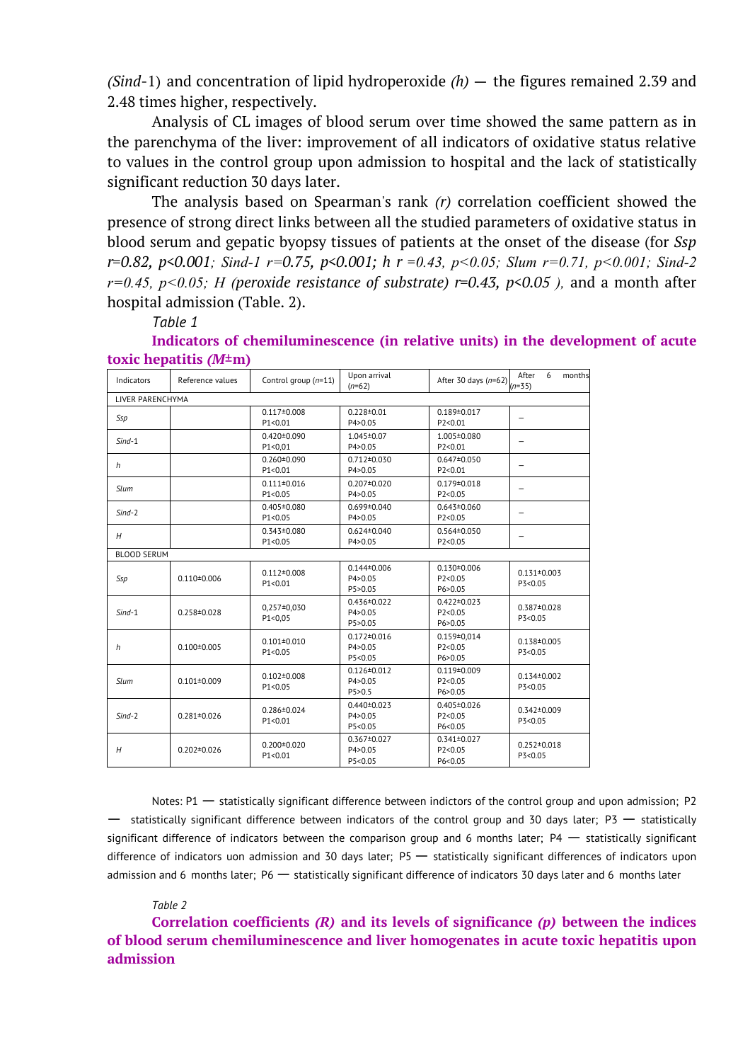*(Sind*-1) and concentration of lipid hydroperoxide *(h)* — the figures remained 2.39 and 2.48 times higher, respectively.

Analysis of CL images of blood serum over time showed the same pattern as in the parenchyma of the liver: improvement of all indicators of oxidative status relative to values in the control group upon admission to hospital and the lack of statistically significant reduction 30 days later.

The analysis based on Spearman's rank *(r)* correlation coefficient showed the presence of strong direct links between all the studied parameters of oxidative status in blood serum and gepatic byopsy tissues of patients at the onset of the disease (for *Ssp* $r=0.82$, $p<0.001$; *Sind-1* $r=0.75$, $p<0.001$; *h* $r=0.43$, $p<0.05$; *Slum* $r=0.71$, $p<0.001$; *Sind-2* $r=0.45$, $p<0.05$; *H* (peroxide resistance of substrate) $r=0.43$, $p<0.05$ ), and a month after hospital admission (Table. 2).

*Table 1*

**Indicators of chemiluminescence (in relative units) in the development of acute toxic hepatitis (*M*±m)**

| Indicators | Reference values | Control group (*n*=11) | Upon arrival (*n*=62) | After 30 days (*n*=62) | After 6 months (*n*=35) |
|---|---|---|---|---|---|
| LIVER PARENCHYMA | | | | | |
| *Ssp* | | 0.117±0.008 P1<0.01 | 0.228±0.01 P4>0.05 | 0.189±0.017 P2<0.01 | – |
| *Sind*-1 | | 0.420±0.090 P1<0,01 | 1.045±0.07 P4>0.05 | 1.005±0.080 P2<0.01 | – |
| *h* | | 0.260±0.090 P1<0.01 | 0.712±0.030 P4>0.05 | 0.647±0.050 P2<0.01 | – |
| *Slum* | | 0.111±0.016 P1<0.05 | 0.207±0.020 P4>0.05 | 0.179±0.018 P2<0.05 | – |
| *Sind*-2 | | 0.405±0.080 P1<0.05 | 0.699±0.040 P4>0.05 | 0.643±0.060 P2<0.05 | – |
| *H* | | 0.343±0.080 P1<0.05 | 0.624±0.040 P4>0.05 | 0.564±0.050 P2<0.05 | – |
| BLOOD SERUM | | | | | |
| *Ssp* | 0.110±0.006 | 0.112±0.008 P1<0.01 | 0.144±0.006 P4>0.05 P5>0.05 | 0.130±0.006 P2<0.05 P6>0.05 | 0.131±0.003 P3<0.05 |
| *Sind*-1 | 0.258±0.028 | 0,257±0,030 P1<0,05 | 0.436±0.022 P4>0.05 P5>0.05 | 0.422±0.023 P2<0.05 P6>0.05 | 0.387±0.028 P3<0.05 |
| *h* | 0.100±0.005 | 0.101±0.010 P1<0.05 | 0.172±0.016 P4>0.05 P5<0.05 | 0.159±0,014 P2<0.05 P6>0.05 | 0.138±0.005 P3<0.05 |
| *Slum* | 0.101±0.009 | 0.102±0.008 P1<0.05 | 0.126±0.012 P4>0.05 P5>0.5 | 0.119±0.009 P2<0.05 P6>0.05 | 0.134±0.002 P3<0.05 |
| *Sind*-2 | 0.281±0.026 | 0.286±0.024 P1<0.01 | 0.440±0.023 P4>0.05 P5<0.05 | 0.405±0.026 P2<0.05 P6<0.05 | 0.342±0.009 P3<0.05 |
| *H* | 0.202±0.026 | 0.200±0.020 P1<0.01 | 0.367±0.027 P4>0.05 P5<0.05 | 0.341±0.027 P2<0.05 P6<0.05 | 0.252±0.018 P3<0.05 |

Notes: P1 — statistically significant difference between indictors of the control group and upon admission; P2 — statistically significant difference between indicators of the control group and 30 days later; P3 — statistically significant difference of indicators between the comparison group and 6 months later; P4 — statistically significant difference of indicators uon admission and 30 days later; P5 — statistically significant differences of indicators upon admission and 6 months later; P6 — statistically significant difference of indicators 30 days later and 6 months later

*Table 2*

**Correlation coefficients *(R)* and its levels of significance *(p)* between the indices of blood serum chemiluminescence and liver homogenates in acute toxic hepatitis upon admission**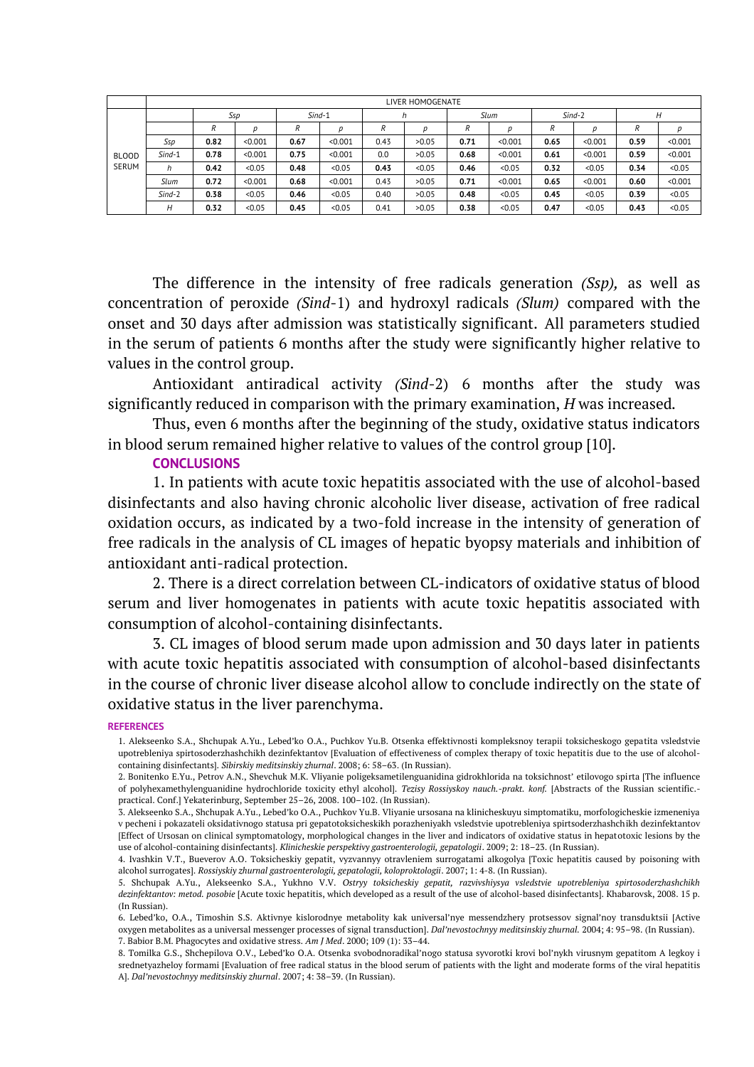| | LIVER HOMOGENATE | | | | | | | | | | | | |
|---|---|---|---|---|---|---|---|---|---|---|---|---|---|
| | | *Ssp* | | *Sind*-1 | | *h* | | *Slum* | | *Sind*-2 | | *H* | |
| | | *R* | *p* | *R* | *p* | *R* | *p* | *R* | *p* | *R* | *p* | *R* | *p* |
| BLOOD SERUM | *Ssp* | **0.82** | <0.001 | **0.67** | <0.001 | 0.43 | >0.05 | **0.71** | <0.001 | **0.65** | <0.001 | **0.59** | <0.001 |
| | *Sind*-1 | **0.78** | <0.001 | **0.75** | <0.001 | 0.0 | >0.05 | **0.68** | <0.001 | **0.61** | <0.001 | **0.59** | <0.001 |
| | *h* | **0.42** | <0.05 | **0.48** | <0.05 | **0.43** | <0.05 | **0.46** | <0.05 | **0.32** | <0.05 | **0.34** | <0.05 |
| | *Slum* | **0.72** | <0.001 | **0.68** | <0.001 | 0.43 | >0.05 | **0.71** | <0.001 | **0.65** | <0.001 | **0.60** | <0.001 |
| | *Sind*-2 | **0.38** | <0.05 | **0.46** | <0.05 | 0.40 | >0.05 | **0.48** | <0.05 | **0.45** | <0.05 | **0.39** | <0.05 |
| | *H* | **0.32** | <0.05 | **0.45** | <0.05 | 0.41 | >0.05 | **0.38** | <0.05 | **0.47** | <0.05 | **0.43** | <0.05 |

The difference in the intensity of free radicals generation *(Ssp),* as well as concentration of peroxide *(Sind*-1) and hydroxyl radicals *(Slum)* compared with the onset and 30 days after admission was statistically significant. All parameters studied in the serum of patients 6 months after the study were significantly higher relative to values in the control group.

Antioxidant antiradical activity *(Sind*-2) 6 months after the study was significantly reduced in comparison with the primary examination, *H* was increased.

Thus, even 6 months after the beginning of the study, oxidative status indicators in blood serum remained higher relative to values of the control group [10].

## CONCLUSIONS

1. In patients with acute toxic hepatitis associated with the use of alcohol-based disinfectants and also having chronic alcoholic liver disease, activation of free radical oxidation occurs, as indicated by a two-fold increase in the intensity of generation of free radicals in the analysis of CL images of hepatic byopsy materials and inhibition of antioxidant anti-radical protection.

2. There is a direct correlation between CL-indicators of oxidative status of blood serum and liver homogenates in patients with acute toxic hepatitis associated with consumption of alcohol-containing disinfectants.

3. CL images of blood serum made upon admission and 30 days later in patients with acute toxic hepatitis associated with consumption of alcohol-based disinfectants in the course of chronic liver disease alcohol allow to conclude indirectly on the state of oxidative status in the liver parenchyma.

## REFERENCES

1. Alekseenko S.A., Shchupak A.Yu., Lebed'ko O.A., Puchkov Yu.B. Otsenka effektivnosti kompleksnoy terapii toksicheskogo gepatita vsledstvie upotrebleniya spirtosoderzhashchikh dezinfektantov [Evaluation of effectiveness of complex therapy of toxic hepatitis due to the use of alcohol-containing disinfectants]. *Sibirskiy meditsinskiy zhurnal*. 2008; 6: 58–63. (In Russian).

2. Bonitenko E.Yu., Petrov A.N., Shevchuk M.K. Vliyanie poligeksametilenguanidina gidrokhlorida na toksichnost' etilovogo spirta [The influence of polyhexamethylenguanidine hydrochloride toxicity ethyl alcohol]. *Tezisy Rossiyskoy nauch.-prakt. konf.* [Abstracts of the Russian scientific.-practical. Conf.] Yekaterinburg, September 25–26, 2008. 100–102. (In Russian).

3. Alekseenko S.A., Shchupak A.Yu., Lebed'ko O.A., Puchkov Yu.B. Vliyanie ursosana na klinicheskuyu simptomatiku, morfologicheskie izmeneniya v pecheni i pokazateli oksidativnogo statusa pri gepatotoksicheskikh porazheniyakh vsledstvie upotrebleniya spirtsoderzhashchikh dezinfektantov [Effect of Ursosan on clinical symptomatology, morphological changes in the liver and indicators of oxidative status in hepatotoxic lesions by the use of alcohol-containing disinfectants]. *Klinicheskie perspektivy gastroenterologii, gepatologii*. 2009; 2: 18–23. (In Russian).

4. Ivashkin V.T., Bueverov A.O. Toksicheskiy gepatit, vyzvannyy otravleniem surrogatami alkogolya [Toxic hepatitis caused by poisoning with alcohol surrogates]. *Rossiyskiy zhurnal gastroenterologii, gepatologii, koloproktologii*. 2007; 1: 4-8. (In Russian).

5. Shchupak A.Yu., Alekseenko S.A., Yukhno V.V. *Ostryy toksicheskiy gepatit, razvivshiysya vsledstvie upotrebleniya spirtosoderzhashchikh dezinfektantov: metod. posobie* [Acute toxic hepatitis, which developed as a result of the use of alcohol-based disinfectants]. Khabarovsk, 2008. 15 p. (In Russian).

6. Lebed'ko, O.A., Timoshin S.S. Aktivnye kislorodnye metabolity kak universal'nye messendzhery protsessov signal'noy transduktsii [Active oxygen metabolites as a universal messenger processes of signal transduction]. *Dal'nevostochnyy meditsinskiy zhurnal.* 2004; 4: 95–98. (In Russian).

7. Babior B.M. Phagocytes and oxidative stress. *Am J Med*. 2000; 109 (1): 33–44.

8. Tomilka G.S., Shchepilova O.V., Lebed'ko O.A. Otsenka svobodnoradikal'nogo statusa syvorotki krovi bol'nykh virusnym gepatitom A legkoy i srednetyazheloy formami [Evaluation of free radical status in the blood serum of patients with the light and moderate forms of the viral hepatitis A]. *Dal'nevostochnyy meditsinskiy zhurnal*. 2007; 4: 38–39. (In Russian).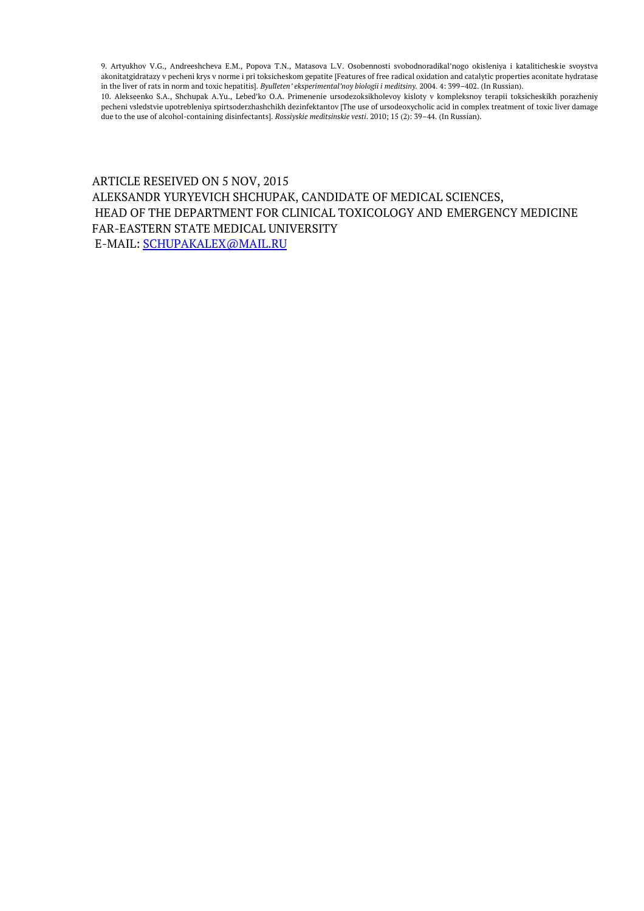9. Artyukhov V.G., Andreeshcheva E.M., Popova T.N., Matasova L.V. Osobennosti svobodnoradikal'nogo okisleniya i kataliticheskie svoystva akonitatgidratazy v pecheni krys v norme i pri toksicheskom gepatite [Features of free radical oxidation and catalytic properties aconitate hydratase in the liver of rats in norm and toxic hepatitis]. *Byulleten' eksperimental'noy biologii i meditsiny.* 2004. 4: 399–402. (In Russian).

10. Alekseenko S.A., Shchupak A.Yu., Lebed'ko O.A. Primenenie ursodezoksikholevoy kisloty v kompleksnoy terapii toksicheskikh porazheniy pecheni vsledstvie upotrebleniya spirtsoderzhashchikh dezinfektantov [The use of ursodeoxycholic acid in complex treatment of toxic liver damage due to the use of alcohol-containing disinfectants]. *Rossiyskie meditsinskie vesti*. 2010; 15 (2): 39–44. (In Russian).

ARTICLE RESEIVED ON 5 NOV, 2015

ALEKSANDR YURYEVICH SHCHUPAK, CANDIDATE OF MEDICAL SCIENCES,

HEAD OF THE DEPARTMENT FOR CLINICAL TOXICOLOGY AND EMERGENCY MEDICINE

FAR-EASTERN STATE MEDICAL UNIVERSITY

E-MAIL: SCHUPAKALEX@MAIL.RU